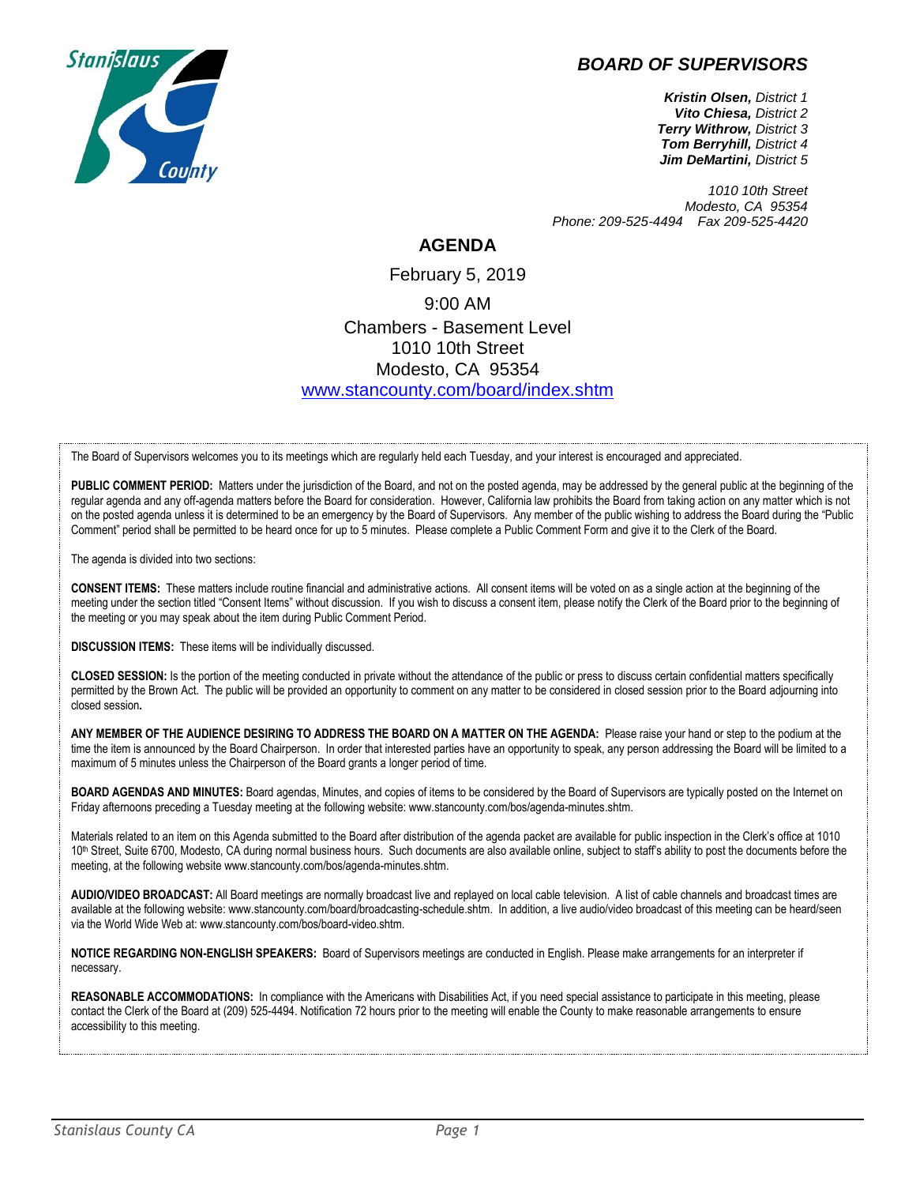# *BOARD OF SUPERVISORS*

***Kristin Olsen,*** *District 1*
***Vito Chiesa,*** *District 2*
***Terry Withrow,*** *District 3*
***Tom Berryhill,*** *District 4*
***Jim DeMartini,*** *District 5*

*1010 10th Street*
*Modesto, CA 95354*
*Phone: 209-525-4494 Fax 209-525-4420*

## AGENDA

February 5, 2019

9:00 AM

Chambers - Basement Level
1010 10th Street
Modesto, CA 95354
[www.stancounty.com/board/index.shtm](www.stancounty.com/board/index.shtm)

The Board of Supervisors welcomes you to its meetings which are regularly held each Tuesday, and your interest is encouraged and appreciated.

**PUBLIC COMMENT PERIOD:** Matters under the jurisdiction of the Board, and not on the posted agenda, may be addressed by the general public at the beginning of the regular agenda and any off-agenda matters before the Board for consideration. However, California law prohibits the Board from taking action on any matter which is not on the posted agenda unless it is determined to be an emergency by the Board of Supervisors. Any member of the public wishing to address the Board during the "Public Comment" period shall be permitted to be heard once for up to 5 minutes. Please complete a Public Comment Form and give it to the Clerk of the Board.

The agenda is divided into two sections:

**CONSENT ITEMS:** These matters include routine financial and administrative actions. All consent items will be voted on as a single action at the beginning of the meeting under the section titled "Consent Items" without discussion. If you wish to discuss a consent item, please notify the Clerk of the Board prior to the beginning of the meeting or you may speak about the item during Public Comment Period.

**DISCUSSION ITEMS:** These items will be individually discussed.

**CLOSED SESSION:** Is the portion of the meeting conducted in private without the attendance of the public or press to discuss certain confidential matters specifically permitted by the Brown Act. The public will be provided an opportunity to comment on any matter to be considered in closed session prior to the Board adjourning into closed session**.**

**ANY MEMBER OF THE AUDIENCE DESIRING TO ADDRESS THE BOARD ON A MATTER ON THE AGENDA:** Please raise your hand or step to the podium at the time the item is announced by the Board Chairperson. In order that interested parties have an opportunity to speak, any person addressing the Board will be limited to a maximum of 5 minutes unless the Chairperson of the Board grants a longer period of time.

**BOARD AGENDAS AND MINUTES:** Board agendas, Minutes, and copies of items to be considered by the Board of Supervisors are typically posted on the Internet on Friday afternoons preceding a Tuesday meeting at the following website: www.stancounty.com/bos/agenda-minutes.shtm.

Materials related to an item on this Agenda submitted to the Board after distribution of the agenda packet are available for public inspection in the Clerk's office at 1010 10th Street, Suite 6700, Modesto, CA during normal business hours. Such documents are also available online, subject to staff's ability to post the documents before the meeting, at the following website www.stancounty.com/bos/agenda-minutes.shtm.

**AUDIO/VIDEO BROADCAST:** All Board meetings are normally broadcast live and replayed on local cable television. A list of cable channels and broadcast times are available at the following website: www.stancounty.com/board/broadcasting-schedule.shtm. In addition, a live audio/video broadcast of this meeting can be heard/seen via the World Wide Web at: www.stancounty.com/bos/board-video.shtm.

**NOTICE REGARDING NON-ENGLISH SPEAKERS:** Board of Supervisors meetings are conducted in English. Please make arrangements for an interpreter if necessary.

**REASONABLE ACCOMMODATIONS:** In compliance with the Americans with Disabilities Act, if you need special assistance to participate in this meeting, please contact the Clerk of the Board at (209) 525-4494. Notification 72 hours prior to the meeting will enable the County to make reasonable arrangements to ensure accessibility to this meeting.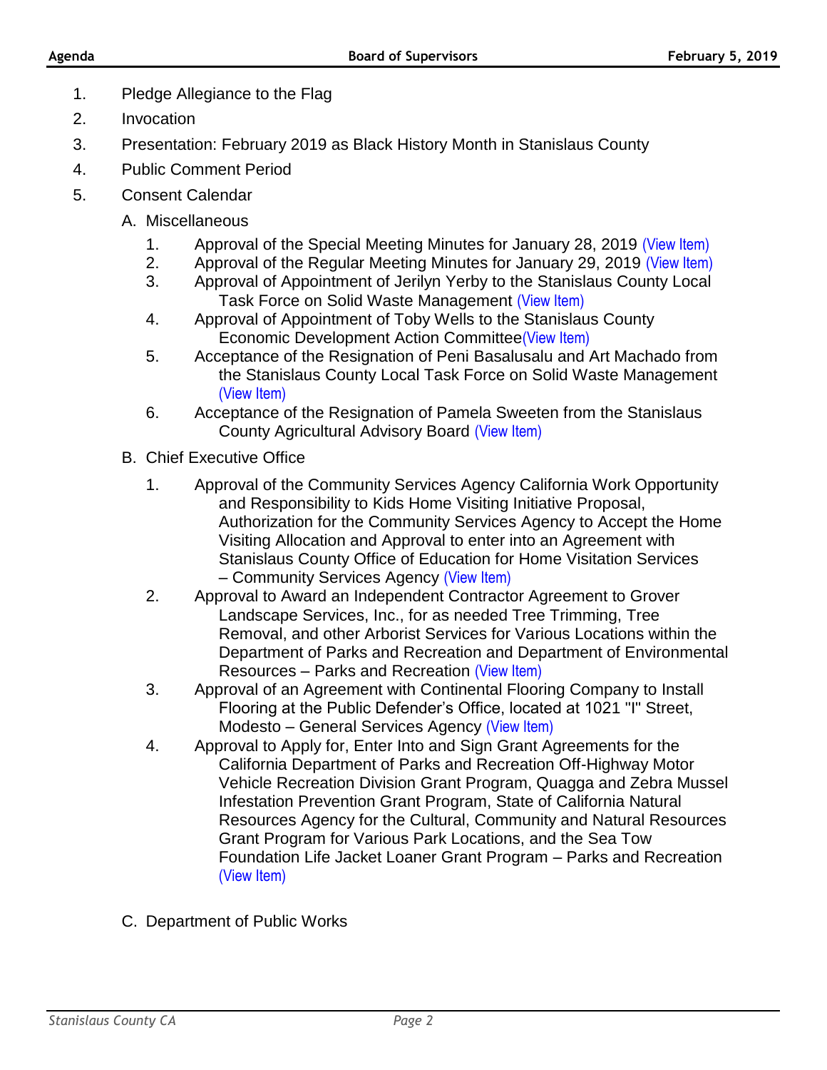1. Pledge Allegiance to the Flag
2. Invocation
3. Presentation: February 2019 as Black History Month in Stanislaus County
4. Public Comment Period
5. Consent Calendar

   A. Miscellaneous

      1. Approval of the Special Meeting Minutes for January 28, 2019 (View Item)
      2. Approval of the Regular Meeting Minutes for January 29, 2019 (View Item)
      3. Approval of Appointment of Jerilyn Yerby to the Stanislaus County Local Task Force on Solid Waste Management (View Item)
      4. Approval of Appointment of Toby Wells to the Stanislaus County Economic Development Action Committee(View Item)
      5. Acceptance of the Resignation of Peni Basalusalu and Art Machado from the Stanislaus County Local Task Force on Solid Waste Management (View Item)
      6. Acceptance of the Resignation of Pamela Sweeten from the Stanislaus County Agricultural Advisory Board (View Item)

   B. Chief Executive Office

      1. Approval of the Community Services Agency California Work Opportunity and Responsibility to Kids Home Visiting Initiative Proposal, Authorization for the Community Services Agency to Accept the Home Visiting Allocation and Approval to enter into an Agreement with Stanislaus County Office of Education for Home Visitation Services – Community Services Agency (View Item)
      2. Approval to Award an Independent Contractor Agreement to Grover Landscape Services, Inc., for as needed Tree Trimming, Tree Removal, and other Arborist Services for Various Locations within the Department of Parks and Recreation and Department of Environmental Resources – Parks and Recreation (View Item)
      3. Approval of an Agreement with Continental Flooring Company to Install Flooring at the Public Defender's Office, located at 1021 "I" Street, Modesto – General Services Agency (View Item)
      4. Approval to Apply for, Enter Into and Sign Grant Agreements for the California Department of Parks and Recreation Off-Highway Motor Vehicle Recreation Division Grant Program, Quagga and Zebra Mussel Infestation Prevention Grant Program, State of California Natural Resources Agency for the Cultural, Community and Natural Resources Grant Program for Various Park Locations, and the Sea Tow Foundation Life Jacket Loaner Grant Program – Parks and Recreation (View Item)

   C. Department of Public Works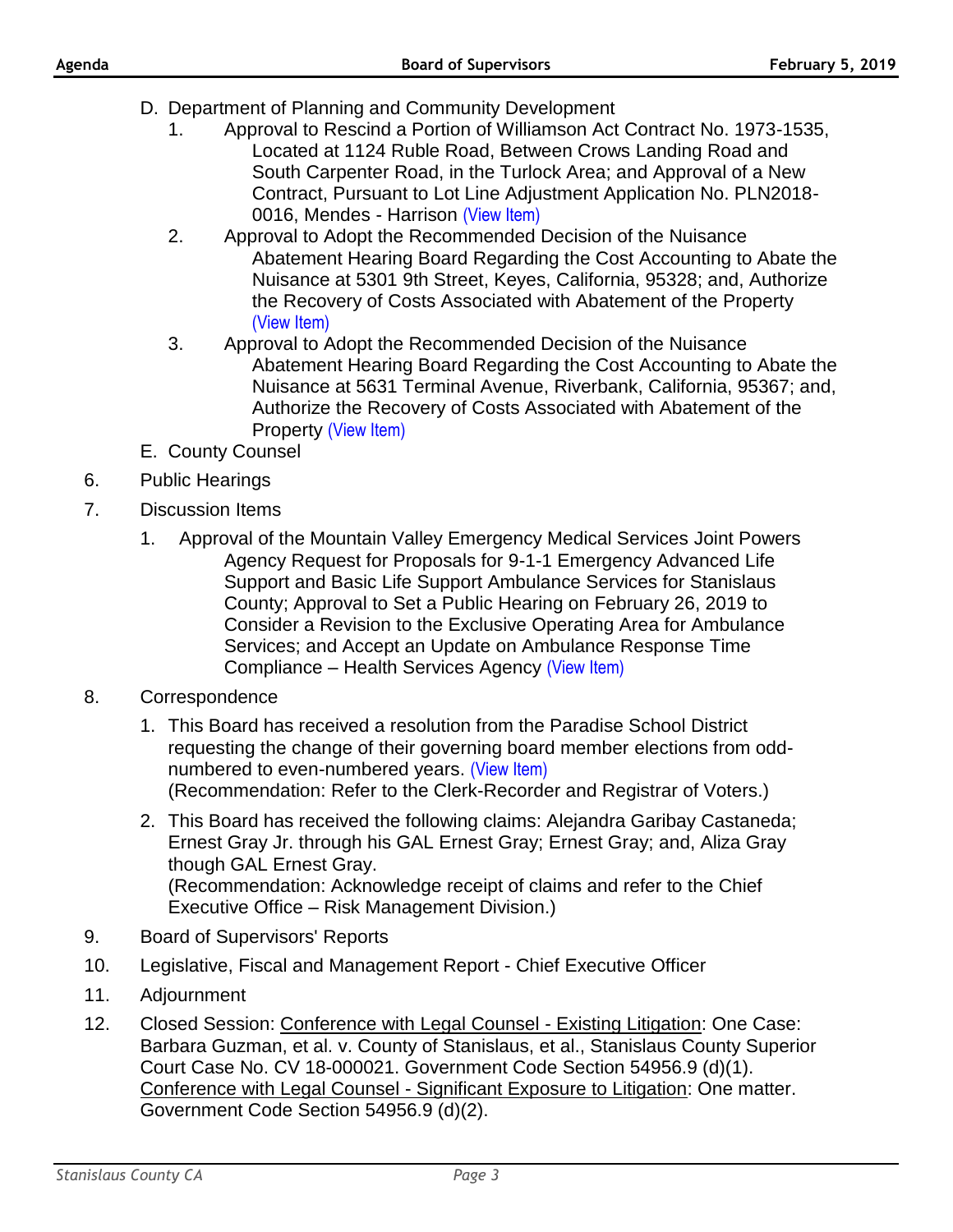D. Department of Planning and Community Development
   1. Approval to Rescind a Portion of Williamson Act Contract No. 1973-1535, Located at 1124 Ruble Road, Between Crows Landing Road and South Carpenter Road, in the Turlock Area; and Approval of a New Contract, Pursuant to Lot Line Adjustment Application No. PLN2018-0016, Mendes - Harrison (View Item)
   2. Approval to Adopt the Recommended Decision of the Nuisance Abatement Hearing Board Regarding the Cost Accounting to Abate the Nuisance at 5301 9th Street, Keyes, California, 95328; and, Authorize the Recovery of Costs Associated with Abatement of the Property (View Item)
   3. Approval to Adopt the Recommended Decision of the Nuisance Abatement Hearing Board Regarding the Cost Accounting to Abate the Nuisance at 5631 Terminal Avenue, Riverbank, California, 95367; and, Authorize the Recovery of Costs Associated with Abatement of the Property (View Item)

E. County Counsel

6. Public Hearings

7. Discussion Items

   1. Approval of the Mountain Valley Emergency Medical Services Joint Powers Agency Request for Proposals for 9-1-1 Emergency Advanced Life Support and Basic Life Support Ambulance Services for Stanislaus County; Approval to Set a Public Hearing on February 26, 2019 to Consider a Revision to the Exclusive Operating Area for Ambulance Services; and Accept an Update on Ambulance Response Time Compliance – Health Services Agency (View Item)

8. Correspondence

   1. This Board has received a resolution from the Paradise School District requesting the change of their governing board member elections from odd-numbered to even-numbered years. (View Item)
      (Recommendation: Refer to the Clerk-Recorder and Registrar of Voters.)
   2. This Board has received the following claims: Alejandra Garibay Castaneda; Ernest Gray Jr. through his GAL Ernest Gray; Ernest Gray; and, Aliza Gray though GAL Ernest Gray.
      (Recommendation: Acknowledge receipt of claims and refer to the Chief Executive Office – Risk Management Division.)

9. Board of Supervisors' Reports

10. Legislative, Fiscal and Management Report - Chief Executive Officer

11. Adjournment

12. Closed Session: Conference with Legal Counsel - Existing Litigation: One Case: Barbara Guzman, et al. v. County of Stanislaus, et al., Stanislaus County Superior Court Case No. CV 18-000021. Government Code Section 54956.9 (d)(1). Conference with Legal Counsel - Significant Exposure to Litigation: One matter. Government Code Section 54956.9 (d)(2).